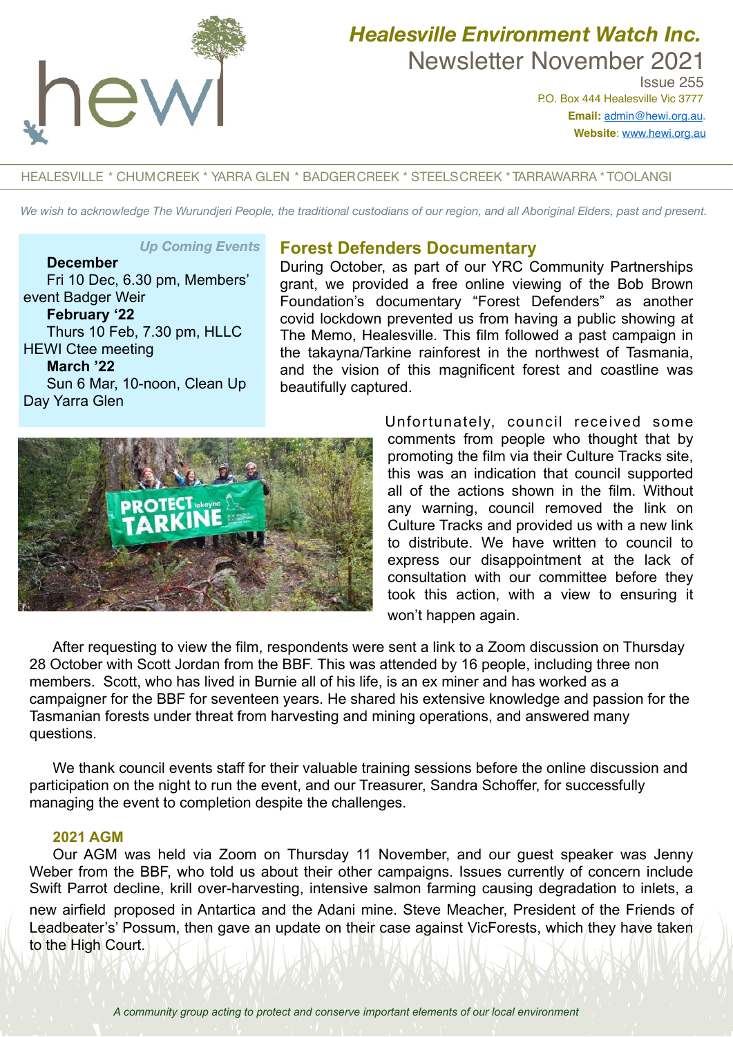# Healesville Environment Watch Inc.

## Newsletter November 2021

Issue 255

P.O. Box 444 Healesville Vic 3777

**Email:** admin@hewi.org.au.

**Website**: www.hewi.org.au

HEALESVILLE * CHUMCREEK * YARRA GLEN * BADGERCREEK * STEELSCREEK * TARRAWARRA * TOOLANGI

*We wish to acknowledge The Wurundjeri People, the traditional custodians of our region, and all Aboriginal Elders, past and present.*

*Up Coming Events*

**December**
Fri 10 Dec, 6.30 pm, Members' event Badger Weir

**February '22**
Thurs 10 Feb, 7.30 pm, HLLC HEWI Ctee meeting

**March '22**
Sun 6 Mar, 10-noon, Clean Up Day Yarra Glen

## Forest Defenders Documentary

During October, as part of our YRC Community Partnerships grant, we provided a free online viewing of the Bob Brown Foundation's documentary "Forest Defenders" as another covid lockdown prevented us from having a public showing at The Memo, Healesville. This film followed a past campaign in the takayna/Tarkine rainforest in the northwest of Tasmania, and the vision of this magnificent forest and coastline was beautifully captured.

Unfortunately, council received some comments from people who thought that by promoting the film via their Culture Tracks site, this was an indication that council supported all of the actions shown in the film. Without any warning, council removed the link on Culture Tracks and provided us with a new link to distribute. We have written to council to express our disappointment at the lack of consultation with our committee before they took this action, with a view to ensuring it won't happen again.

After requesting to view the film, respondents were sent a link to a Zoom discussion on Thursday 28 October with Scott Jordan from the BBF. This was attended by 16 people, including three non members. Scott, who has lived in Burnie all of his life, is an ex miner and has worked as a campaigner for the BBF for seventeen years. He shared his extensive knowledge and passion for the Tasmanian forests under threat from harvesting and mining operations, and answered many questions.

We thank council events staff for their valuable training sessions before the online discussion and participation on the night to run the event, and our Treasurer, Sandra Schoffer, for successfully managing the event to completion despite the challenges.

### 2021 AGM

Our AGM was held via Zoom on Thursday 11 November, and our guest speaker was Jenny Weber from the BBF, who told us about their other campaigns. Issues currently of concern include Swift Parrot decline, krill over-harvesting, intensive salmon farming causing degradation to inlets, a new airfield proposed in Antartica and the Adani mine. Steve Meacher, President of the Friends of Leadbeater's' Possum, then gave an update on their case against VicForests, which they have taken to the High Court.

*A community group acting to protect and conserve important elements of our local environment*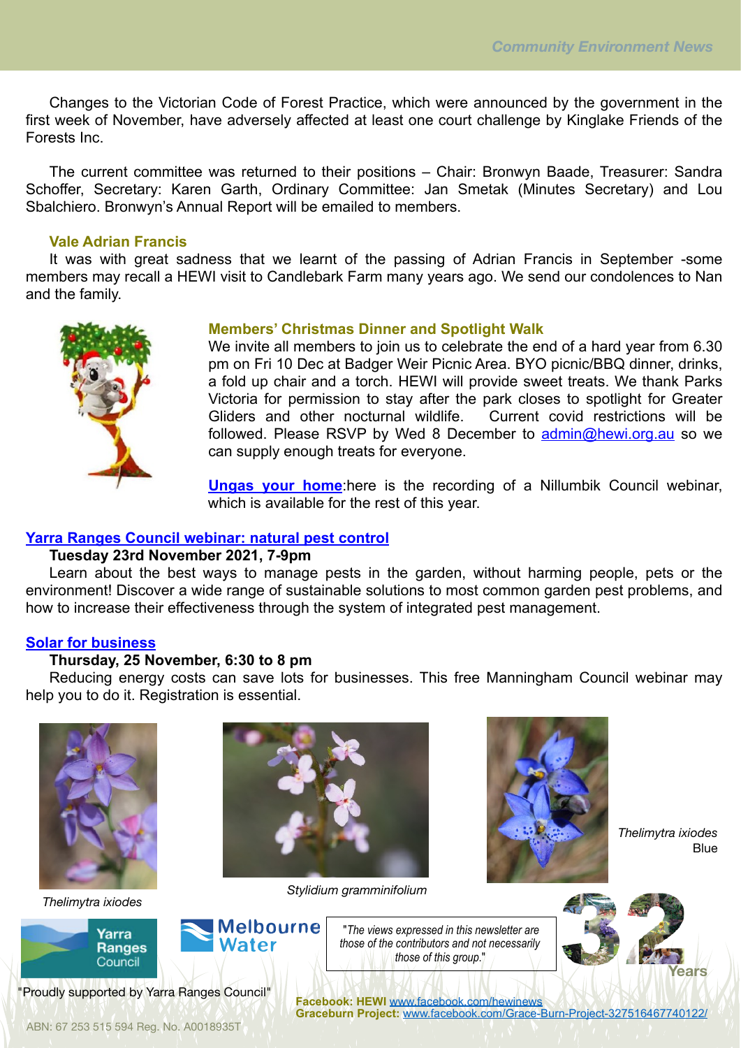Changes to the Victorian Code of Forest Practice, which were announced by the government in the first week of November, have adversely affected at least one court challenge by Kinglake Friends of the Forests Inc.

The current committee was returned to their positions – Chair: Bronwyn Baade, Treasurer: Sandra Schoffer, Secretary: Karen Garth, Ordinary Committee: Jan Smetak (Minutes Secretary) and Lou Sbalchiero. Bronwyn's Annual Report will be emailed to members.

### Vale Adrian Francis

It was with great sadness that we learnt of the passing of Adrian Francis in September -some members may recall a HEWI visit to Candlebark Farm many years ago. We send our condolences to Nan and the family.

### Members' Christmas Dinner and Spotlight Walk

We invite all members to join us to celebrate the end of a hard year from 6.30 pm on Fri 10 Dec at Badger Weir Picnic Area. BYO picnic/BBQ dinner, drinks, a fold up chair and a torch. HEWI will provide sweet treats. We thank Parks Victoria for permission to stay after the park closes to spotlight for Greater Gliders and other nocturnal wildlife. Current covid restrictions will be followed. Please RSVP by Wed 8 December to admin@hewi.org.au so we can supply enough treats for everyone.

**Ungas your home**:here is the recording of a Nillumbik Council webinar, which is available for the rest of this year.

### Yarra Ranges Council webinar: natural pest control

**Tuesday 23rd November 2021, 7-9pm**

Learn about the best ways to manage pests in the garden, without harming people, pets or the environment! Discover a wide range of sustainable solutions to most common garden pest problems, and how to increase their effectiveness through the system of integrated pest management.

### Solar for business

**Thursday, 25 November, 6:30 to 8 pm**

Reducing energy costs can save lots for businesses. This free Manningham Council webinar may help you to do it. Registration is essential.

*Thelimytra ixiodes*

*Stylidium gramminifolium*

*Thelimytra ixiodes* Blue

"*The views expressed in this newsletter are those of the contributors and not necessarily those of this group.*"

"Proudly supported by Yarra Ranges Council"

**Facebook: HEWI** www.facebook.com/hewinews
**Graceburn Project:** www.facebook.com/Grace-Burn-Project-327516467740122/

ABN: 67 253 515 594 Reg. No. A0018935T